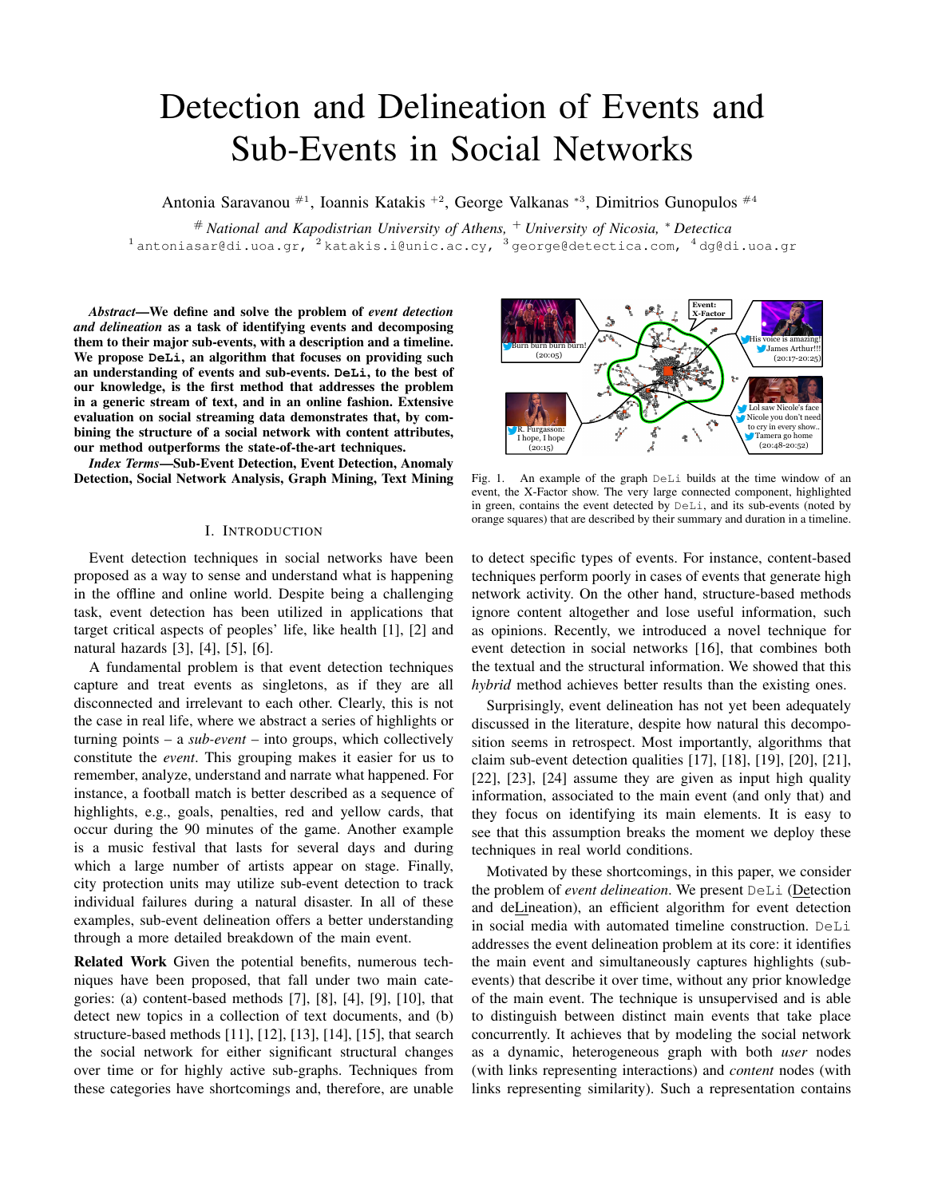# Detection and Delineation of Events and Sub-Events in Social Networks

Antonia Saravanou #1, Ioannis Katakis +2, George Valkanas *3, Dimitrios Gunopulos #4

# National and Kapodistrian University of Athens, + University of Nicosia, * Detectica

1 antoniasar@di.uoa.gr, 2 katakis.i@unic.ac.cy, 3 george@detectica.com, 4 dg@di.uoa.gr

***Abstract*—We define and solve the problem of *event detection and delineation* as a task of identifying events and decomposing them to their major sub-events, with a description and a timeline. We propose DeLi, an algorithm that focuses on providing such an understanding of events and sub-events. DeLi, to the best of our knowledge, is the first method that addresses the problem in a generic stream of text, and in an online fashion. Extensive evaluation on social streaming data demonstrates that, by combining the structure of a social network with content attributes, our method outperforms the state-of-the-art techniques.**

***Index Terms*—Sub-Event Detection, Event Detection, Anomaly Detection, Social Network Analysis, Graph Mining, Text Mining**

Fig. 1. An example of the graph DeLi builds at the time window of an event, the X-Factor show. The very large connected component, highlighted in green, contains the event detected by DeLi, and its sub-events (noted by orange squares) that are described by their summary and duration in a timeline.

## I. Introduction

Event detection techniques in social networks have been proposed as a way to sense and understand what is happening in the offline and online world. Despite being a challenging task, event detection has been utilized in applications that target critical aspects of peoples' life, like health [1], [2] and natural hazards [3], [4], [5], [6].

A fundamental problem is that event detection techniques capture and treat events as singletons, as if they are all disconnected and irrelevant to each other. Clearly, this is not the case in real life, where we abstract a series of highlights or turning points – a *sub-event* – into groups, which collectively constitute the *event*. This grouping makes it easier for us to remember, analyze, understand and narrate what happened. For instance, a football match is better described as a sequence of highlights, e.g., goals, penalties, red and yellow cards, that occur during the 90 minutes of the game. Another example is a music festival that lasts for several days and during which a large number of artists appear on stage. Finally, city protection units may utilize sub-event detection to track individual failures during a natural disaster. In all of these examples, sub-event delineation offers a better understanding through a more detailed breakdown of the main event.

**Related Work** Given the potential benefits, numerous techniques have been proposed, that fall under two main categories: (a) content-based methods [7], [8], [4], [9], [10], that detect new topics in a collection of text documents, and (b) structure-based methods [11], [12], [13], [14], [15], that search the social network for either significant structural changes over time or for highly active sub-graphs. Techniques from these categories have shortcomings and, therefore, are unable to detect specific types of events. For instance, content-based techniques perform poorly in cases of events that generate high network activity. On the other hand, structure-based methods ignore content altogether and lose useful information, such as opinions. Recently, we introduced a novel technique for event detection in social networks [16], that combines both the textual and the structural information. We showed that this *hybrid* method achieves better results than the existing ones.

Surprisingly, event delineation has not yet been adequately discussed in the literature, despite how natural this decomposition seems in retrospect. Most importantly, algorithms that claim sub-event detection qualities [17], [18], [19], [20], [21], [22], [23], [24] assume they are given as input high quality information, associated to the main event (and only that) and they focus on identifying its main elements. It is easy to see that this assumption breaks the moment we deploy these techniques in real world conditions.

Motivated by these shortcomings, in this paper, we consider the problem of *event delineation*. We present DeLi (Detection and deLineation), an efficient algorithm for event detection in social media with automated timeline construction. DeLi addresses the event delineation problem at its core: it identifies the main event and simultaneously captures highlights (sub-events) that describe it over time, without any prior knowledge of the main event. The technique is unsupervised and is able to distinguish between distinct main events that take place concurrently. It achieves that by modeling the social network as a dynamic, heterogeneous graph with both *user* nodes (with links representing interactions) and *content* nodes (with links representing similarity). Such a representation contains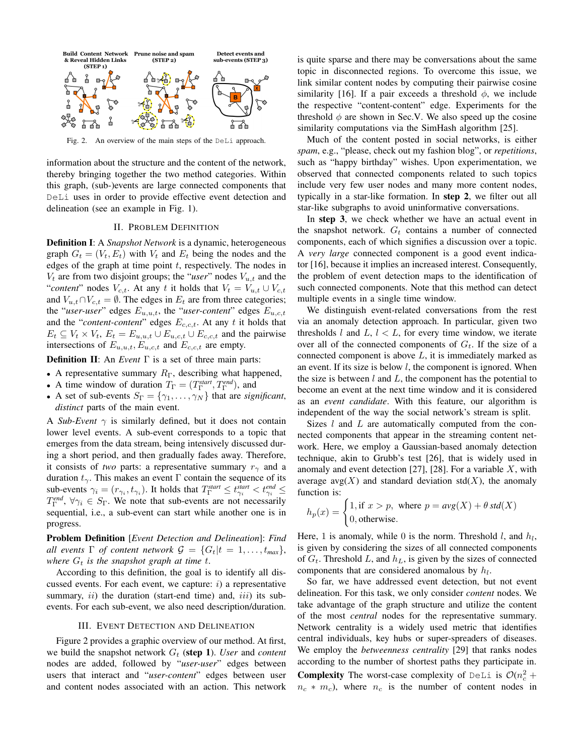Fig. 2. An overview of the main steps of the DeLi approach.

information about the structure and the content of the network, thereby bringing together the two method categories. Within this graph, (sub-)events are large connected components that DeLi uses in order to provide effective event detection and delineation (see an example in Fig. 1).

## II. Problem Definition

**Definition I**: A *Snapshot Network* is a dynamic, heterogeneous graph $G_t = (V_t, E_t)$ with $V_t$ and $E_t$ being the nodes and the edges of the graph at time point $t$, respectively. The nodes in $V_t$ are from two disjoint groups; the "*user*" nodes $V_{u,t}$ and the "*content*" nodes $V_{c,t}$. At any $t$ it holds that $V_t = V_{u,t} \cup V_{c,t}$ and $V_{u,t} \cap V_{c,t} = \emptyset$. The edges in $E_t$ are from three categories; the "*user-user*" edges $E_{u,u,t}$, the "*user-content*" edges $E_{u,c,t}$ and the "*content-content*" edges $E_{c,c,t}$. At any $t$ it holds that $E_t \subseteq V_t \times V_t$, $E_t = E_{u,u,t} \cup E_{u,c,t} \cup E_{c,c,t}$ and the pairwise intersections of $E_{u,u,t}, E_{u,c,t}$ and $E_{c,c,t}$ are empty.

**Definition II**: An *Event* $\Gamma$ is a set of three main parts:

- A representative summary $R_\Gamma$, describing what happened,
- A time window of duration $T_\Gamma = (T_\Gamma^{start}, T_\Gamma^{end})$, and
- A set of sub-events $S_\Gamma = \{\gamma_1, \ldots, \gamma_N\}$ that are *significant*, *distinct* parts of the main event.

A *Sub-Event* $\gamma$ is similarly defined, but it does not contain lower level events. A sub-event corresponds to a topic that emerges from the data stream, being intensively discussed during a short period, and then gradually fades away. Therefore, it consists of *two* parts: a representative summary $r_\gamma$ and a duration $t_\gamma$. This makes an event $\Gamma$ contain the sequence of its sub-events $\gamma_i = (r_{\gamma_i}, t_{\gamma_i})$. It holds that $T_\Gamma^{start} \leq t_{\gamma_i}^{start} < t_{\gamma_i}^{end} \leq T_\Gamma^{end}$, $\forall \gamma_i \in S_\Gamma$. We note that sub-events are not necessarily sequential, i.e., a sub-event can start while another one is in progress.

**Problem Definition** [*Event Detection and Delineation*]: *Find all events* $\Gamma$ *of content network* $\mathcal{G} = \{G_t | t = 1, \ldots, t_{max}\}$, *where* $G_t$ *is the snapshot graph at time* $t$.

According to this definition, the goal is to identify all discussed events. For each event, we capture: *i)* a representative summary, *ii)* the duration (start-end time) and, *iii)* its sub-events. For each sub-event, we also need description/duration.

## III. Event Detection and Delineation

Figure 2 provides a graphic overview of our method. At first, we build the snapshot network $G_t$ (**step 1**). *User* and *content* nodes are added, followed by "*user-user*" edges between users that interact and "*user-content*" edges between user and content nodes associated with an action. This network is quite sparse and there may be conversations about the same topic in disconnected regions. To overcome this issue, we link similar content nodes by computing their pairwise cosine similarity [16]. If a pair exceeds a threshold $\phi$, we include the respective "content-content" edge. Experiments for the threshold $\phi$ are shown in Sec.V. We also speed up the cosine similarity computations via the SimHash algorithm [25].

Much of the content posted in social networks, is either *spam*, e.g., "please, check out my fashion blog", or *repetitions*, such as "happy birthday" wishes. Upon experimentation, we observed that connected components related to such topics include very few user nodes and many more content nodes, typically in a star-like formation. In **step 2**, we filter out all star-like subgraphs to avoid uninformative conversations.

In **step 3**, we check whether we have an actual event in the snapshot network. $G_t$ contains a number of connected components, each of which signifies a discussion over a topic. A *very large* connected component is a good event indicator [16], because it implies an increased interest. Consequently, the problem of event detection maps to the identification of such connected components. Note that this method can detect multiple events in a single time window.

We distinguish event-related conversations from the rest via an anomaly detection approach. In particular, given two thresholds $l$ and $L$, $l < L$, for every time window, we iterate over all of the connected components of $G_t$. If the size of a connected component is above $L$, it is immediately marked as an event. If its size is below $l$, the component is ignored. When the size is between $l$ and $L$, the component has the potential to become an event at the next time window and it is considered as an *event candidate*. With this feature, our algorithm is independent of the way the social network's stream is split.

Sizes $l$ and $L$ are automatically computed from the connected components that appear in the streaming content network. Here, we employ a Gaussian-based anomaly detection technique, akin to Grubb's test [26], that is widely used in anomaly and event detection [27], [28]. For a variable $X$, with average $\text{avg}(X)$ and standard deviation $\text{std}(X)$, the anomaly function is:

$$h_p(x) = \begin{cases} 1, \text{if } x > p, & \text{where } p = \mathit{avg}(X) + \theta\, \mathit{std}(X) \\ 0, \text{otherwise.} & \end{cases}$$

Here, 1 is anomaly, while 0 is the norm. Threshold $l$, and $h_l$, is given by considering the sizes of all connected components of $G_t$. Threshold $L$, and $h_L$, is given by the sizes of connected components that are considered anomalous by $h_l$.

So far, we have addressed event detection, but not event delineation. For this task, we only consider *content* nodes. We take advantage of the graph structure and utilize the content of the most *central* nodes for the representative summary. Network centrality is a widely used metric that identifies central individuals, key hubs or super-spreaders of diseases. We employ the *betweenness centrality* [29] that ranks nodes according to the number of shortest paths they participate in.

**Complexity** The worst-case complexity of DeLi is $\mathcal{O}(n_c^2 + n_c * m_c)$, where $n_c$ is the number of content nodes in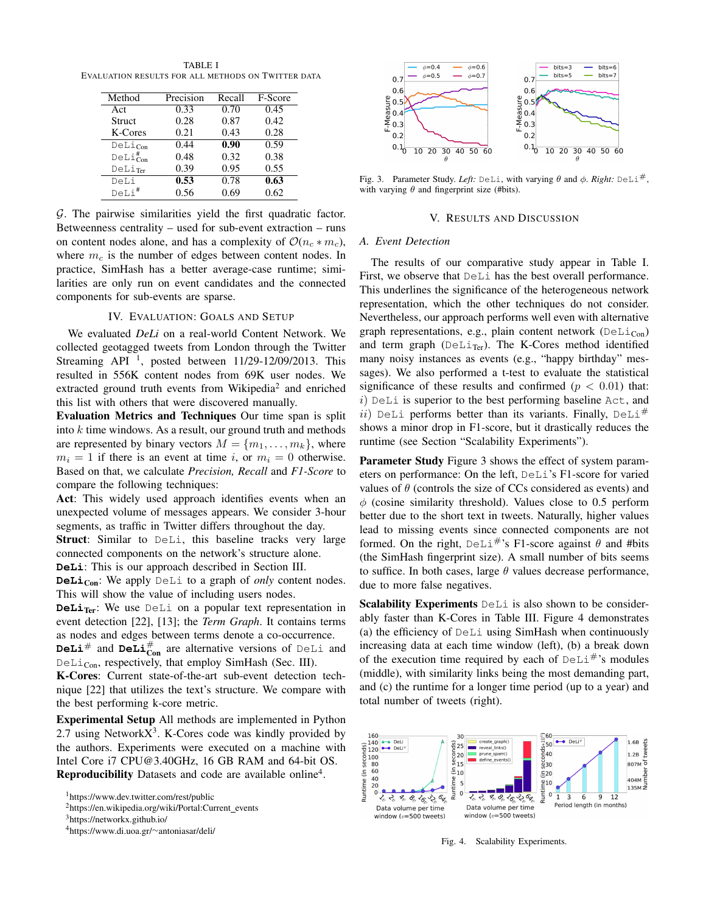TABLE I
EVALUATION RESULTS FOR ALL METHODS ON TWITTER DATA

| Method | Precision | Recall | F-Score |
|---|---|---|---|
| Act | 0.33 | 0.70 | 0.45 |
| Struct | 0.28 | 0.87 | 0.42 |
| K-Cores | 0.21 | 0.43 | 0.28 |
| $\texttt{DeLi}_{\text{Con}}$ | 0.44 | **0.90** | 0.59 |
| $\texttt{DeLi}^{\#}_{\text{Con}}$ | 0.48 | 0.32 | 0.38 |
| $\texttt{DeLi}_{\text{Ter}}$ | 0.39 | 0.95 | 0.55 |
| DeLi | **0.53** | 0.78 | **0.63** |
| $\texttt{DeLi}^{\#}$ | 0.56 | 0.69 | 0.62 |

$\mathcal{G}$. The pairwise similarities yield the first quadratic factor. Betweenness centrality – used for sub-event extraction – runs on content nodes alone, and has a complexity of $\mathcal{O}(n_c * m_c)$, where $m_c$ is the number of edges between content nodes. In practice, SimHash has a better average-case runtime; similarities are only run on event candidates and the connected components for sub-events are sparse.

## IV. Evaluation: Goals and Setup

We evaluated *DeLi* on a real-world Content Network. We collected geotagged tweets from London through the Twitter Streaming API [1], posted between 11/29-12/09/2013. This resulted in 556K content nodes from 69K user nodes. We extracted ground truth events from Wikipedia[2] and enriched this list with others that were discovered manually.

**Evaluation Metrics and Techniques** Our time span is split into $k$ time windows. As a result, our ground truth and methods are represented by binary vectors $M = \{m_1, \ldots, m_k\}$, where $m_i = 1$ if there is an event at time $i$, or $m_i = 0$ otherwise. Based on that, we calculate *Precision, Recall* and *F1-Score* to compare the following techniques:

**Act**: This widely used approach identifies events when an unexpected volume of messages appears. We consider 3-hour segments, as traffic in Twitter differs throughout the day.

**Struct**: Similar to DeLi, this baseline tracks very large connected components on the network's structure alone.

**DeLi**: This is our approach described in Section III.

**$\texttt{DeLi}_{\text{Con}}$**: We apply DeLi to a graph of *only* content nodes. This will show the value of including users nodes.

**$\texttt{DeLi}_{\text{Ter}}$**: We use DeLi on a popular text representation in event detection [22], [13]; the *Term Graph*. It contains terms as nodes and edges between terms denote a co-occurrence.

**$\texttt{DeLi}^{\#}$** and **$\texttt{DeLi}^{\#}_{\text{Con}}$** are alternative versions of DeLi and $\texttt{DeLi}_{\text{Con}}$, respectively, that employ SimHash (Sec. III).

**K-Cores**: Current state-of-the-art sub-event detection technique [22] that utilizes the text's structure. We compare with the best performing k-core metric.

**Experimental Setup** All methods are implemented in Python 2.7 using NetworkX[3]. K-Cores code was kindly provided by the authors. Experiments were executed on a machine with Intel Core i7 CPU@3.40GHz, 16 GB RAM and 64-bit OS.

**Reproducibility** Datasets and code are available online[4].

[1] https://www.dev.twitter.com/rest/public
[2] https://en.wikipedia.org/wiki/Portal:Current_events
[3] https://networkx.github.io/
[4] https://www.di.uoa.gr/~antoniasar/deli/

Fig. 3. Parameter Study. *Left:* DeLi, with varying $\theta$ and $\phi$. *Right:* $\texttt{DeLi}^{\#}$, with varying $\theta$ and fingerprint size (#bits).

## V. Results and Discussion

### A. Event Detection

The results of our comparative study appear in Table I. First, we observe that DeLi has the best overall performance. This underlines the significance of the heterogeneous network representation, which the other techniques do not consider. Nevertheless, our approach performs well even with alternative graph representations, e.g., plain content network ($\texttt{DeLi}_{\text{Con}}$) and term graph ($\texttt{DeLi}_{\text{Ter}}$). The K-Cores method identified many noisy instances as events (e.g., "happy birthday" messages). We also performed a t-test to evaluate the statistical significance of these results and confirmed ($p < 0.01$) that: $i)$ DeLi is superior to the best performing baseline Act, and $ii)$ DeLi performs better than its variants. Finally, $\texttt{DeLi}^{\#}$ shows a minor drop in F1-score, but it drastically reduces the runtime (see Section "Scalability Experiments").

**Parameter Study** Figure 3 shows the effect of system parameters on performance: On the left, DeLi's F1-score for varied values of $\theta$ (controls the size of CCs considered as events) and $\phi$ (cosine similarity threshold). Values close to 0.5 perform better due to the short text in tweets. Naturally, higher values lead to missing events since connected components are not formed. On the right, $\texttt{DeLi}^{\#}$'s F1-score against $\theta$ and #bits (the SimHash fingerprint size). A small number of bits seems to suffice. In both cases, large $\theta$ values decrease performance, due to more false negatives.

**Scalability Experiments** DeLi is also shown to be considerably faster than K-Cores in Table III. Figure 4 demonstrates (a) the efficiency of DeLi using SimHash when continuously increasing data at each time window (left), (b) a break down of the execution time required by each of $\texttt{DeLi}^{\#}$'s modules (middle), with similarity links being the most demanding part, and (c) the runtime for a longer time period (up to a year) and total number of tweets (right).

Fig. 4. Scalability Experiments.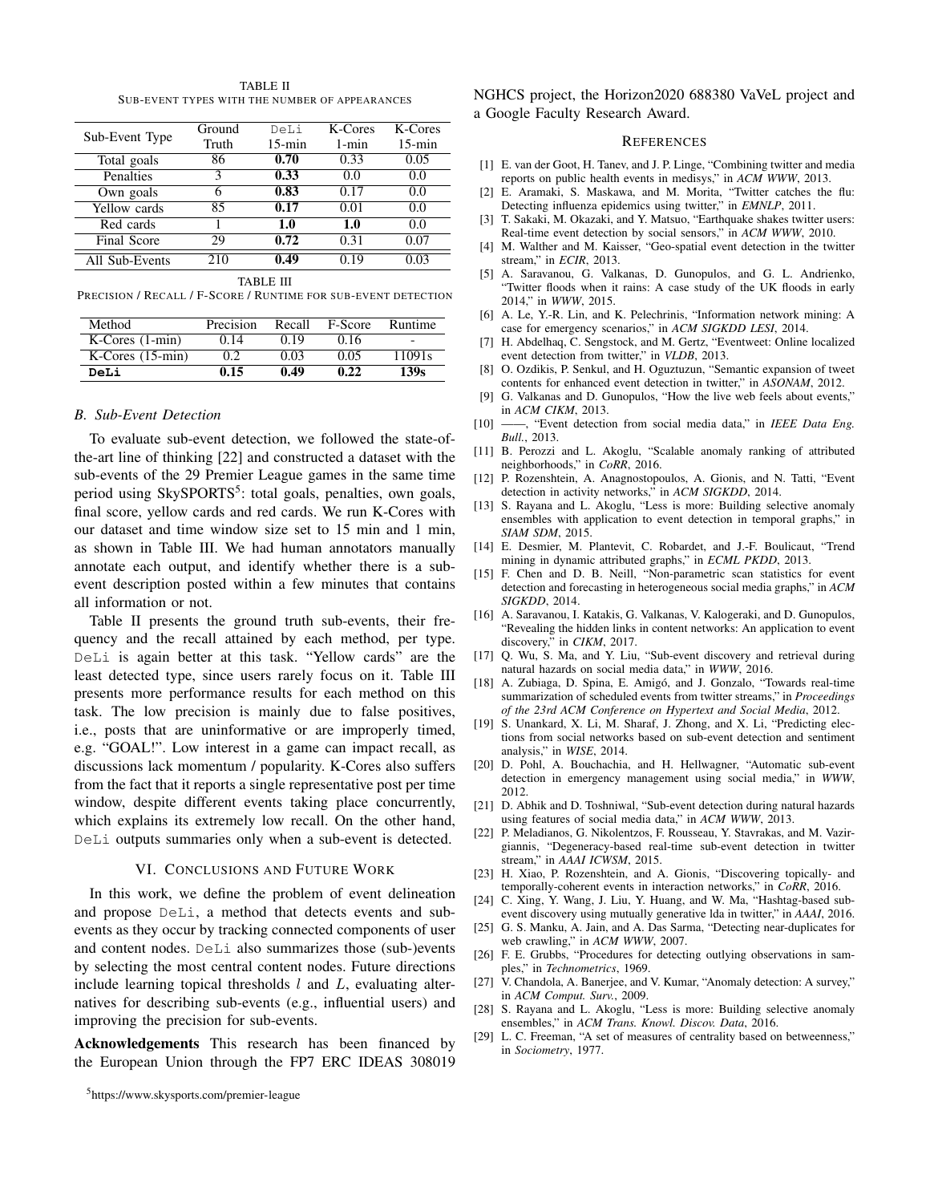TABLE II
SUB-EVENT TYPES WITH THE NUMBER OF APPEARANCES

| Sub-Event Type | Ground Truth | DeLi 15-min | K-Cores 1-min | K-Cores 15-min |
|---|---|---|---|---|
| Total goals | 86 | **0.70** | 0.33 | 0.05 |
| Penalties | 3 | **0.33** | 0.0 | 0.0 |
| Own goals | 6 | **0.83** | 0.17 | 0.0 |
| Yellow cards | 85 | **0.17** | 0.01 | 0.0 |
| Red cards | 1 | **1.0** | **1.0** | 0.0 |
| Final Score | 29 | **0.72** | 0.31 | 0.07 |
| All Sub-Events | 210 | **0.49** | 0.19 | 0.03 |

TABLE III
PRECISION / RECALL / F-SCORE / RUNTIME FOR SUB-EVENT DETECTION

| Method | Precision | Recall | F-Score | Runtime |
|---|---|---|---|---|
| K-Cores (1-min) | 0.14 | 0.19 | 0.16 | - |
| K-Cores (15-min) | 0.2 | 0.03 | 0.05 | 11091s |
| **DeLi** | **0.15** | **0.49** | **0.22** | **139s** |

### *B. Sub-Event Detection*

To evaluate sub-event detection, we followed the state-of-the-art line of thinking [22] and constructed a dataset with the sub-events of the 29 Premier League games in the same time period using SkySPORTS[5]: total goals, penalties, own goals, final score, yellow cards and red cards. We run K-Cores with our dataset and time window size set to 15 min and 1 min, as shown in Table III. We had human annotators manually annotate each output, and identify whether there is a sub-event description posted within a few minutes that contains all information or not.

Table II presents the ground truth sub-events, their frequency and the recall attained by each method, per type. DeLi is again better at this task. "Yellow cards" are the least detected type, since users rarely focus on it. Table III presents more performance results for each method on this task. The low precision is mainly due to false positives, i.e., posts that are uninformative or are improperly timed, e.g. "GOAL!". Low interest in a game can impact recall, as discussions lack momentum / popularity. K-Cores also suffers from the fact that it reports a single representative post per time window, despite different events taking place concurrently, which explains its extremely low recall. On the other hand, DeLi outputs summaries only when a sub-event is detected.

## VI. CONCLUSIONS AND FUTURE WORK

In this work, we define the problem of event delineation and propose DeLi, a method that detects events and sub-events as they occur by tracking connected components of user and content nodes. DeLi also summarizes those (sub-)events by selecting the most central content nodes. Future directions include learning topical thresholds $l$ and $L$, evaluating alternatives for describing sub-events (e.g., influential users) and improving the precision for sub-events.

**Acknowledgements** This research has been financed by the European Union through the FP7 ERC IDEAS 308019 NGHCS project, the Horizon2020 688380 VaVeL project and a Google Faculty Research Award.

[5]https://www.skysports.com/premier-league

## REFERENCES

[1] E. van der Goot, H. Tanev, and J. P. Linge, "Combining twitter and media reports on public health events in medisys," in *ACM WWW*, 2013.

[2] E. Aramaki, S. Maskawa, and M. Morita, "Twitter catches the flu: Detecting influenza epidemics using twitter," in *EMNLP*, 2011.

[3] T. Sakaki, M. Okazaki, and Y. Matsuo, "Earthquake shakes twitter users: Real-time event detection by social sensors," in *ACM WWW*, 2010.

[4] M. Walther and M. Kaisser, "Geo-spatial event detection in the twitter stream," in *ECIR*, 2013.

[5] A. Saravanou, G. Valkanas, D. Gunopulos, and G. L. Andrienko, "Twitter floods when it rains: A case study of the UK floods in early 2014," in *WWW*, 2015.

[6] A. Le, Y.-R. Lin, and K. Pelechrinis, "Information network mining: A case for emergency scenarios," in *ACM SIGKDD LESI*, 2014.

[7] H. Abdelhaq, C. Sengstock, and M. Gertz, "Eventweet: Online localized event detection from twitter," in *VLDB*, 2013.

[8] O. Ozdikis, P. Senkul, and H. Oguztuzun, "Semantic expansion of tweet contents for enhanced event detection in twitter," in *ASONAM*, 2012.

[9] G. Valkanas and D. Gunopulos, "How the live web feels about events," in *ACM CIKM*, 2013.

[10] ——, "Event detection from social media data," in *IEEE Data Eng. Bull.*, 2013.

[11] B. Perozzi and L. Akoglu, "Scalable anomaly ranking of attributed neighborhoods," in *CoRR*, 2016.

[12] P. Rozenshtein, A. Anagnostopoulos, A. Gionis, and N. Tatti, "Event detection in activity networks," in *ACM SIGKDD*, 2014.

[13] S. Rayana and L. Akoglu, "Less is more: Building selective anomaly ensembles with application to event detection in temporal graphs," in *SIAM SDM*, 2015.

[14] E. Desmier, M. Plantevit, C. Robardet, and J.-F. Boulicaut, "Trend mining in dynamic attributed graphs," in *ECML PKDD*, 2013.

[15] F. Chen and D. B. Neill, "Non-parametric scan statistics for event detection and forecasting in heterogeneous social media graphs," in *ACM SIGKDD*, 2014.

[16] A. Saravanou, I. Katakis, G. Valkanas, V. Kalogeraki, and D. Gunopulos, "Revealing the hidden links in content networks: An application to event discovery," in *CIKM*, 2017.

[17] Q. Wu, S. Ma, and Y. Liu, "Sub-event discovery and retrieval during natural hazards on social media data," in *WWW*, 2016.

[18] A. Zubiaga, D. Spina, E. Amigó, and J. Gonzalo, "Towards real-time summarization of scheduled events from twitter streams," in *Proceedings of the 23rd ACM Conference on Hypertext and Social Media*, 2012.

[19] S. Unankard, X. Li, M. Sharaf, J. Zhong, and X. Li, "Predicting elections from social networks based on sub-event detection and sentiment analysis," in *WISE*, 2014.

[20] D. Pohl, A. Bouchachia, and H. Hellwagner, "Automatic sub-event detection in emergency management using social media," in *WWW*, 2012.

[21] D. Abhik and D. Toshniwal, "Sub-event detection during natural hazards using features of social media data," in *ACM WWW*, 2013.

[22] P. Meladianos, G. Nikolentzos, F. Rousseau, Y. Stavrakas, and M. Vazirgiannis, "Degeneracy-based real-time sub-event detection in twitter stream," in *AAAI ICWSM*, 2015.

[23] H. Xiao, P. Rozenshtein, and A. Gionis, "Discovering topically- and temporally-coherent events in interaction networks," in *CoRR*, 2016.

[24] C. Xing, Y. Wang, J. Liu, Y. Huang, and W. Ma, "Hashtag-based sub-event discovery using mutually generative lda in twitter," in *AAAI*, 2016.

[25] G. S. Manku, A. Jain, and A. Das Sarma, "Detecting near-duplicates for web crawling," in *ACM WWW*, 2007.

[26] F. E. Grubbs, "Procedures for detecting outlying observations in samples," in *Technometrics*, 1969.

[27] V. Chandola, A. Banerjee, and V. Kumar, "Anomaly detection: A survey," in *ACM Comput. Surv.*, 2009.

[28] S. Rayana and L. Akoglu, "Less is more: Building selective anomaly ensembles," in *ACM Trans. Knowl. Discov. Data*, 2016.

[29] L. C. Freeman, "A set of measures of centrality based on betweenness," in *Sociometry*, 1977.